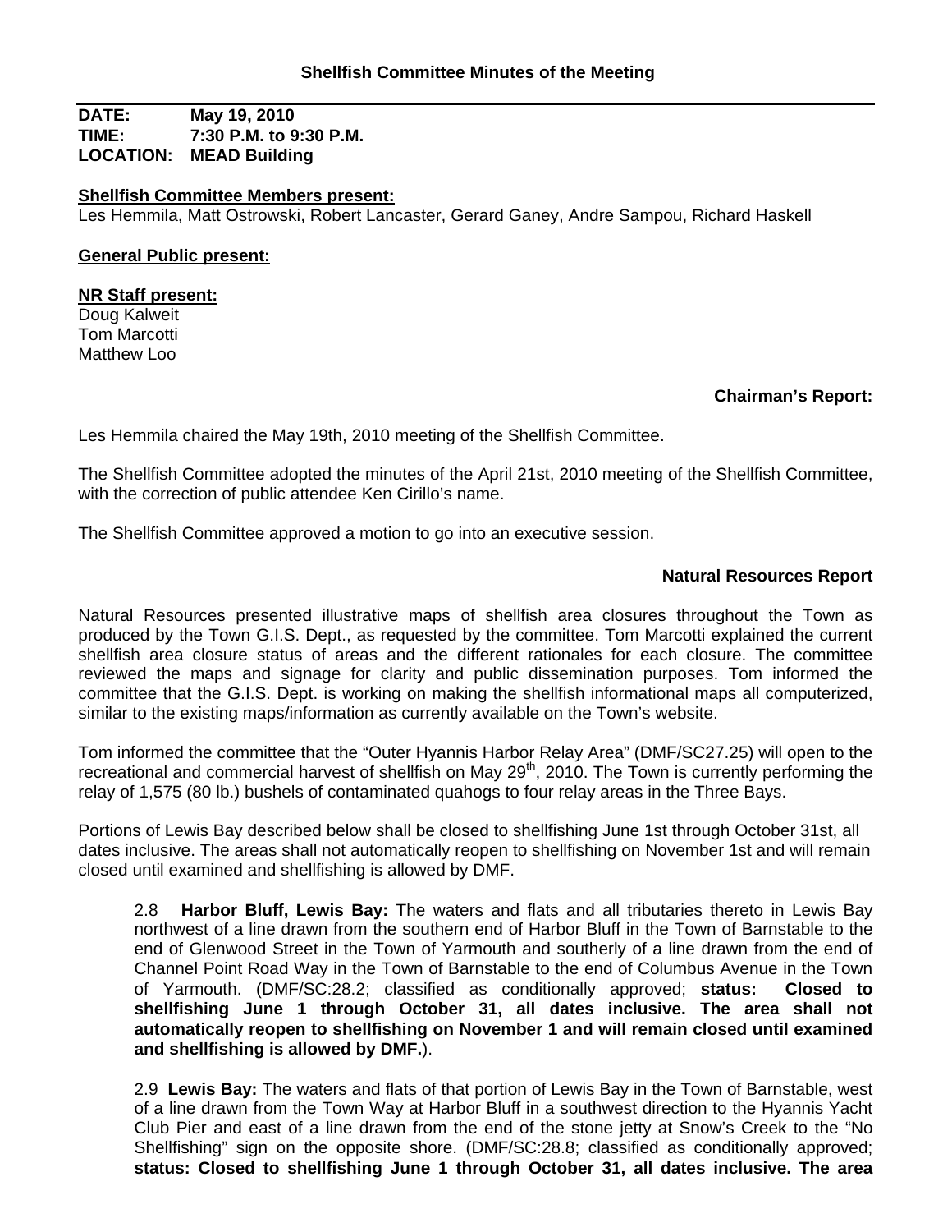## Shellfish Committee Minutes of the Meeting

**DATE:** May 19, 2010
**TIME:** 7:30 P.M. to 9:30 P.M.
**LOCATION:** MEAD Building

**Shellfish Committee Members present:**
Les Hemmila, Matt Ostrowski, Robert Lancaster, Gerard Ganey, Andre Sampou, Richard Haskell

**General Public present:**

**NR Staff present:**
Doug Kalweit
Tom Marcotti
Matthew Loo

### Chairman's Report:

Les Hemmila chaired the May 19th, 2010 meeting of the Shellfish Committee.

The Shellfish Committee adopted the minutes of the April 21st, 2010 meeting of the Shellfish Committee, with the correction of public attendee Ken Cirillo's name.

The Shellfish Committee approved a motion to go into an executive session.

### Natural Resources Report

Natural Resources presented illustrative maps of shellfish area closures throughout the Town as produced by the Town G.I.S. Dept., as requested by the committee. Tom Marcotti explained the current shellfish area closure status of areas and the different rationales for each closure. The committee reviewed the maps and signage for clarity and public dissemination purposes. Tom informed the committee that the G.I.S. Dept. is working on making the shellfish informational maps all computerized, similar to the existing maps/information as currently available on the Town's website.

Tom informed the committee that the "Outer Hyannis Harbor Relay Area" (DMF/SC27.25) will open to the recreational and commercial harvest of shellfish on May 29th, 2010. The Town is currently performing the relay of 1,575 (80 lb.) bushels of contaminated quahogs to four relay areas in the Three Bays.

Portions of Lewis Bay described below shall be closed to shellfishing June 1st through October 31st, all dates inclusive. The areas shall not automatically reopen to shellfishing on November 1st and will remain closed until examined and shellfishing is allowed by DMF.

2.8 **Harbor Bluff, Lewis Bay:** The waters and flats and all tributaries thereto in Lewis Bay northwest of a line drawn from the southern end of Harbor Bluff in the Town of Barnstable to the end of Glenwood Street in the Town of Yarmouth and southerly of a line drawn from the end of Channel Point Road Way in the Town of Barnstable to the end of Columbus Avenue in the Town of Yarmouth. (DMF/SC:28.2; classified as conditionally approved; **status: Closed to shellfishing June 1 through October 31, all dates inclusive. The area shall not automatically reopen to shellfishing on November 1 and will remain closed until examined and shellfishing is allowed by DMF.**).

2.9 **Lewis Bay:** The waters and flats of that portion of Lewis Bay in the Town of Barnstable, west of a line drawn from the Town Way at Harbor Bluff in a southwest direction to the Hyannis Yacht Club Pier and east of a line drawn from the end of the stone jetty at Snow's Creek to the "No Shellfishing" sign on the opposite shore. (DMF/SC:28.8; classified as conditionally approved; **status: Closed to shellfishing June 1 through October 31, all dates inclusive. The area**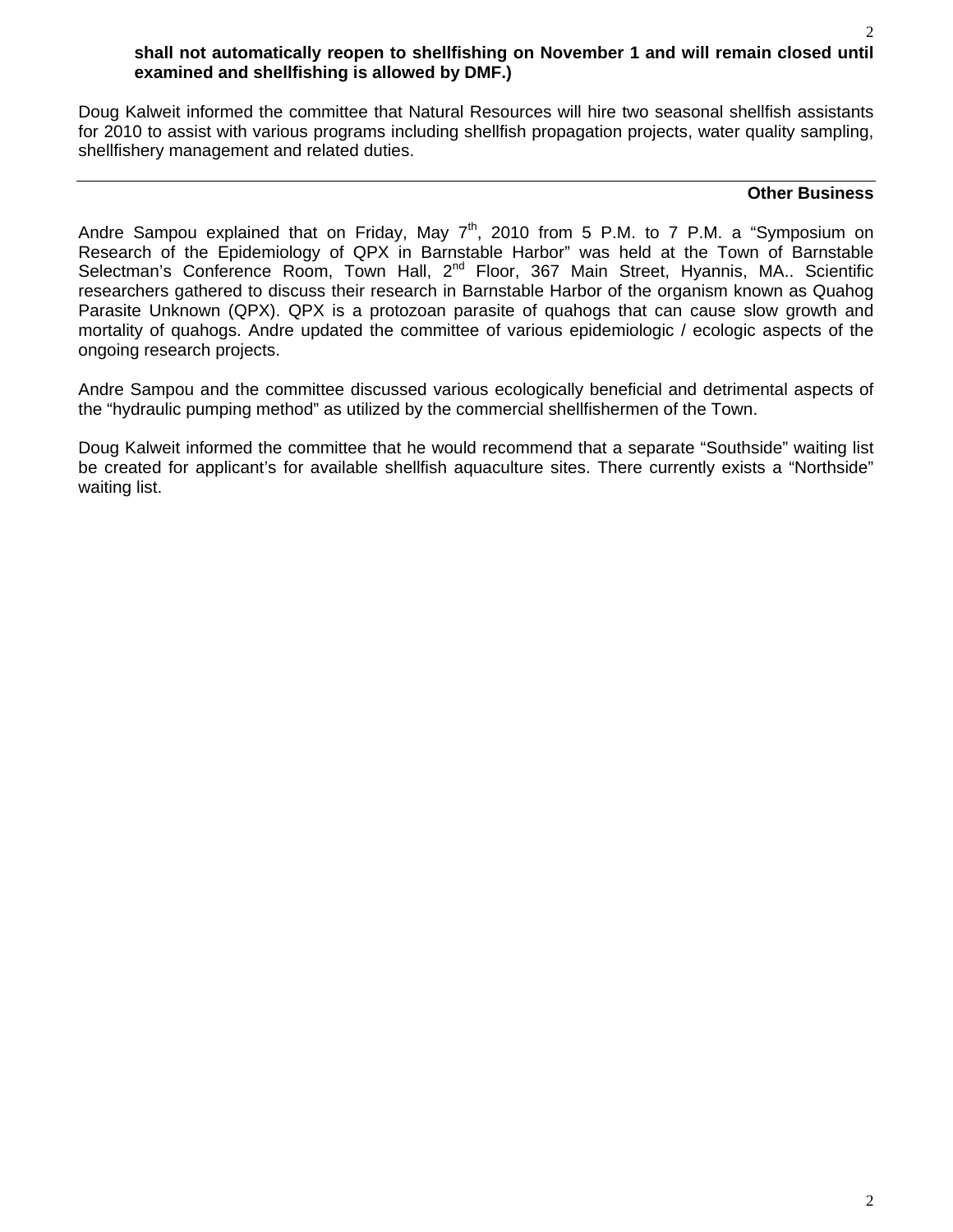**shall not automatically reopen to shellfishing on November 1 and will remain closed until examined and shellfishing is allowed by DMF.)**

Doug Kalweit informed the committee that Natural Resources will hire two seasonal shellfish assistants for 2010 to assist with various programs including shellfish propagation projects, water quality sampling, shellfishery management and related duties.

---

**Other Business**

Andre Sampou explained that on Friday, May 7th, 2010 from 5 P.M. to 7 P.M. a "Symposium on Research of the Epidemiology of QPX in Barnstable Harbor" was held at the Town of Barnstable Selectman's Conference Room, Town Hall, 2nd Floor, 367 Main Street, Hyannis, MA.. Scientific researchers gathered to discuss their research in Barnstable Harbor of the organism known as Quahog Parasite Unknown (QPX). QPX is a protozoan parasite of quahogs that can cause slow growth and mortality of quahogs. Andre updated the committee of various epidemiologic / ecologic aspects of the ongoing research projects.

Andre Sampou and the committee discussed various ecologically beneficial and detrimental aspects of the "hydraulic pumping method" as utilized by the commercial shellfishermen of the Town.

Doug Kalweit informed the committee that he would recommend that a separate "Southside" waiting list be created for applicant's for available shellfish aquaculture sites. There currently exists a "Northside" waiting list.